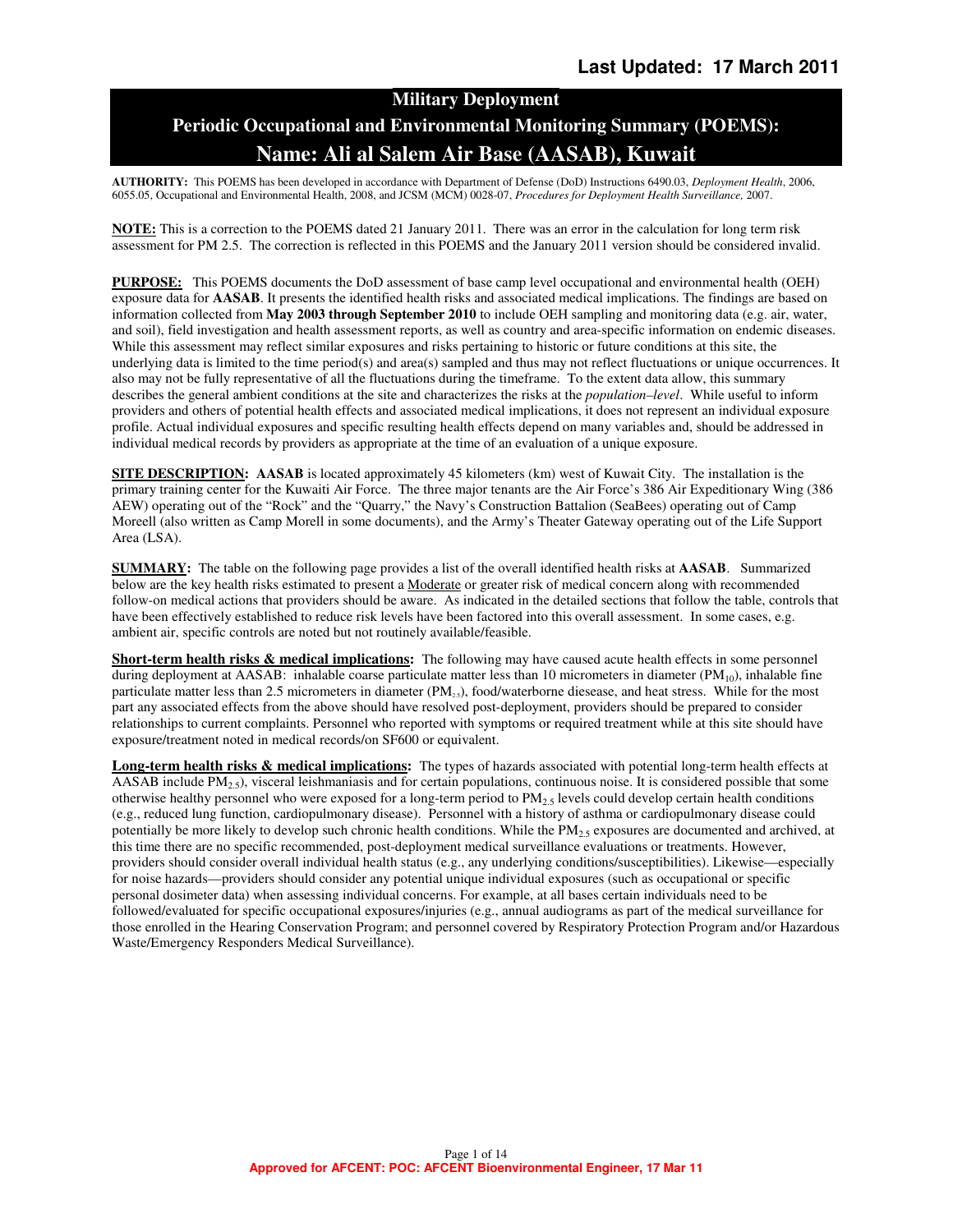**Last Updated: 17 March 2011**

# Military Deployment

## Periodic Occupational and Environmental Monitoring Summary (POEMS):

## Name: Ali al Salem Air Base (AASAB), Kuwait

**AUTHORITY:** This POEMS has been developed in accordance with Department of Defense (DoD) Instructions 6490.03, *Deployment Health*, 2006, 6055.05, Occupational and Environmental Health, 2008, and JCSM (MCM) 0028-07, *Procedures for Deployment Health Surveillance,* 2007.

**NOTE:** This is a correction to the POEMS dated 21 January 2011. There was an error in the calculation for long term risk assessment for PM 2.5. The correction is reflected in this POEMS and the January 2011 version should be considered invalid.

**PURPOSE:** This POEMS documents the DoD assessment of base camp level occupational and environmental health (OEH) exposure data for **AASAB**. It presents the identified health risks and associated medical implications. The findings are based on information collected from **May 2003 through September 2010** to include OEH sampling and monitoring data (e.g. air, water, and soil), field investigation and health assessment reports, as well as country and area-specific information on endemic diseases. While this assessment may reflect similar exposures and risks pertaining to historic or future conditions at this site, the underlying data is limited to the time period(s) and area(s) sampled and thus may not reflect fluctuations or unique occurrences. It also may not be fully representative of all the fluctuations during the timeframe. To the extent data allow, this summary describes the general ambient conditions at the site and characterizes the risks at the *population–level*. While useful to inform providers and others of potential health effects and associated medical implications, it does not represent an individual exposure profile. Actual individual exposures and specific resulting health effects depend on many variables and, should be addressed in individual medical records by providers as appropriate at the time of an evaluation of a unique exposure.

**SITE DESCRIPTION:** **AASAB** is located approximately 45 kilometers (km) west of Kuwait City. The installation is the primary training center for the Kuwaiti Air Force. The three major tenants are the Air Force's 386 Air Expeditionary Wing (386 AEW) operating out of the "Rock" and the "Quarry," the Navy's Construction Battalion (SeaBees) operating out of Camp Moreell (also written as Camp Morell in some documents), and the Army's Theater Gateway operating out of the Life Support Area (LSA).

**SUMMARY:** The table on the following page provides a list of the overall identified health risks at **AASAB**. Summarized below are the key health risks estimated to present a Moderate or greater risk of medical concern along with recommended follow-on medical actions that providers should be aware. As indicated in the detailed sections that follow the table, controls that have been effectively established to reduce risk levels have been factored into this overall assessment. In some cases, e.g. ambient air, specific controls are noted but not routinely available/feasible.

**Short-term health risks & medical implications:** The following may have caused acute health effects in some personnel during deployment at AASAB: inhalable coarse particulate matter less than 10 micrometers in diameter ($PM_{10}$), inhalable fine particulate matter less than 2.5 micrometers in diameter ($PM_{2.5}$), food/waterborne diesease, and heat stress. While for the most part any associated effects from the above should have resolved post-deployment, providers should be prepared to consider relationships to current complaints. Personnel who reported with symptoms or required treatment while at this site should have exposure/treatment noted in medical records/on SF600 or equivalent.

**Long-term health risks & medical implications:** The types of hazards associated with potential long-term health effects at AASAB include $PM_{2.5}$), visceral leishmaniasis and for certain populations, continuous noise. It is considered possible that some otherwise healthy personnel who were exposed for a long-term period to $PM_{2.5}$ levels could develop certain health conditions (e.g., reduced lung function, cardiopulmonary disease). Personnel with a history of asthma or cardiopulmonary disease could potentially be more likely to develop such chronic health conditions. While the $PM_{2.5}$ exposures are documented and archived, at this time there are no specific recommended, post-deployment medical surveillance evaluations or treatments. However, providers should consider overall individual health status (e.g., any underlying conditions/susceptibilities). Likewise—especially for noise hazards—providers should consider any potential unique individual exposures (such as occupational or specific personal dosimeter data) when assessing individual concerns. For example, at all bases certain individuals need to be followed/evaluated for specific occupational exposures/injuries (e.g., annual audiograms as part of the medical surveillance for those enrolled in the Hearing Conservation Program; and personnel covered by Respiratory Protection Program and/or Hazardous Waste/Emergency Responders Medical Surveillance).

Approved for AFCENT: POC: AFCENT Bioenvironmental Engineer, 17 Mar 11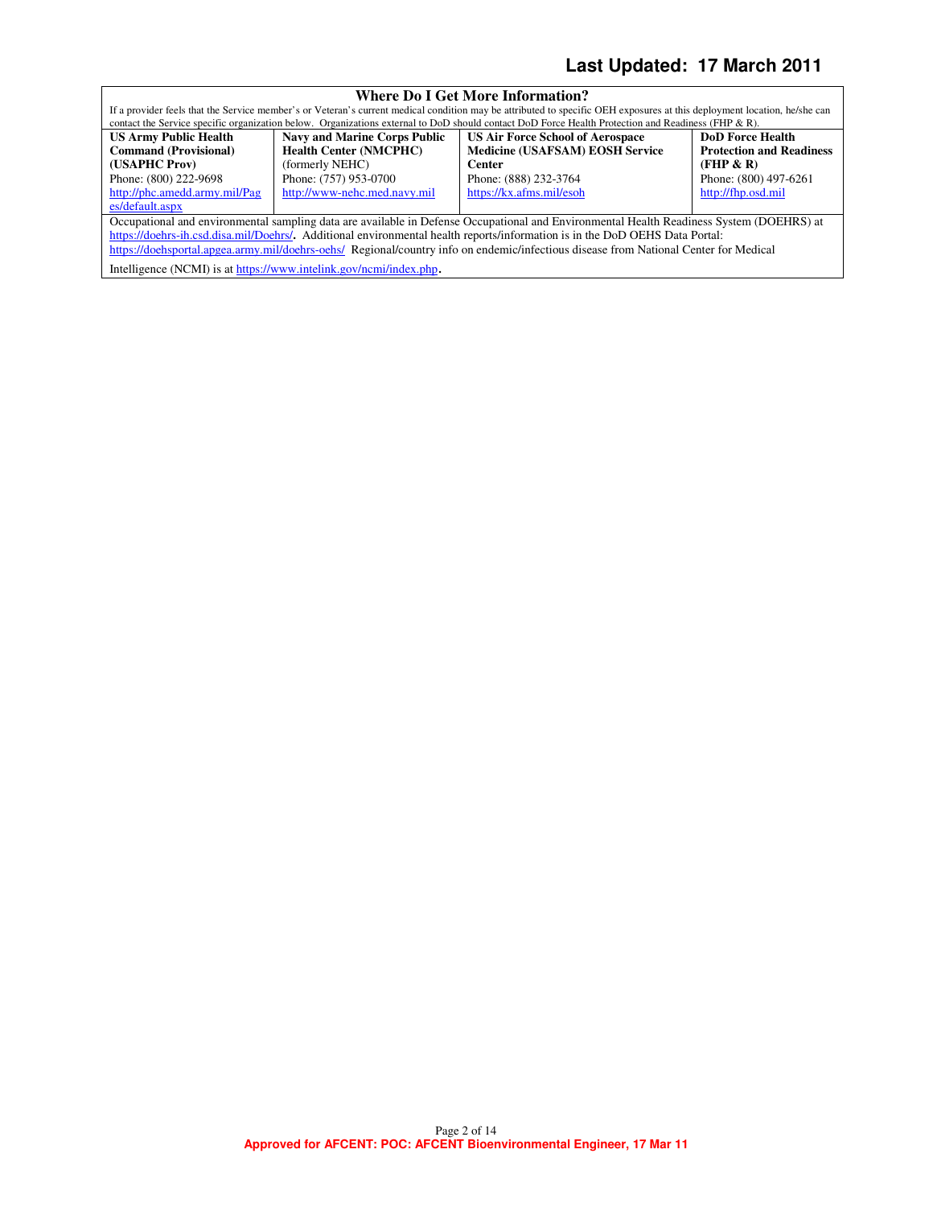## Where Do I Get More Information?

If a provider feels that the Service member's or Veteran's current medical condition may be attributed to specific OEH exposures at this deployment location, he/she can contact the Service specific organization below. Organizations external to DoD should contact DoD Force Health Protection and Readiness (FHP & R).

| **US Army Public Health Command (Provisional) (USAPHC Prov)** | **Navy and Marine Corps Public Health Center (NMCPHC)** (formerly NEHC) | **US Air Force School of Aerospace Medicine (USAFSAM) EOSH Service Center** | **DoD Force Health Protection and Readiness (FHP & R)** |
|---|---|---|---|
| Phone: (800) 222-9698 | Phone: (757) 953-0700 | Phone: (888) 232-3764 | Phone: (800) 497-6261 |
| http://phc.amedd.army.mil/Pages/default.aspx | http://www-nehc.med.navy.mil | https://kx.afms.mil/esoh | http://fhp.osd.mil |

Occupational and environmental sampling data are available in Defense Occupational and Environmental Health Readiness System (DOEHRS) at https://doehrs-ih.csd.disa.mil/Doehrs/. Additional environmental health reports/information is in the DoD OEHS Data Portal: https://doehsportal.apgea.army.mil/doehrs-oehs/ Regional/country info on endemic/infectious disease from National Center for Medical Intelligence (NCMI) is at https://www.intelink.gov/ncmi/index.php.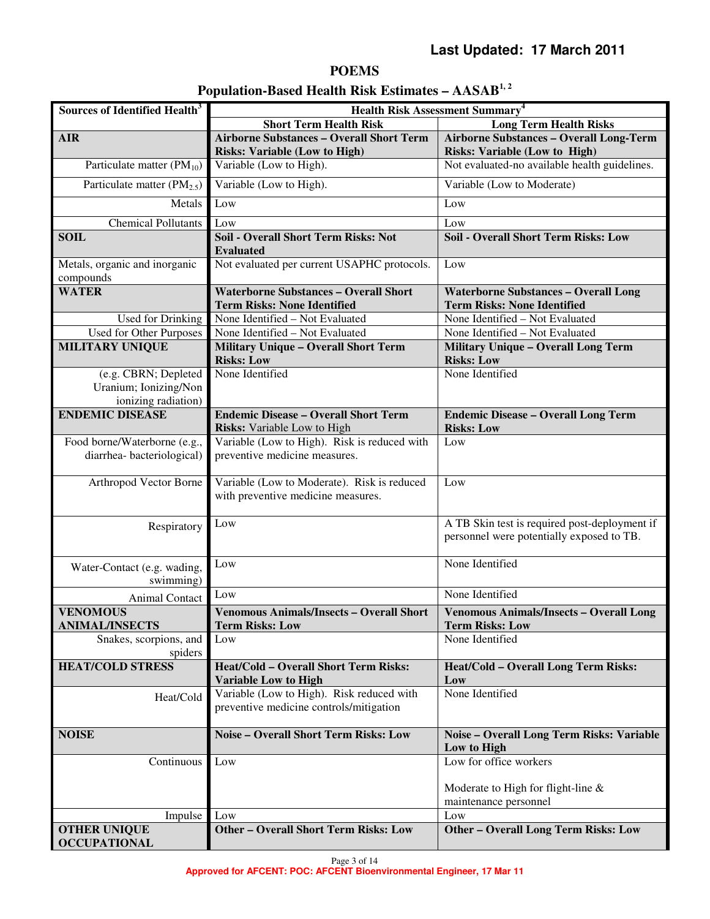Last Updated: 17 March 2011

# POEMS

## Population-Based Health Risk Estimates – AASAB[1, 2]

| Sources of Identified Health[3] | Health Risk Assessment Summary[4] | |
|---|---|---|
| | **Short Term Health Risk** | **Long Term Health Risks** |
| **AIR** | **Airborne Substances – Overall Short Term Risks: Variable (Low to High)** | **Airborne Substances – Overall Long-Term Risks: Variable (Low to High)** |
| Particulate matter ($PM_{10}$) | Variable (Low to High). | Not evaluated-no available health guidelines. |
| Particulate matter ($PM_{2.5}$) | Variable (Low to High). | Variable (Low to Moderate) |
| Metals | Low | Low |
| Chemical Pollutants | Low | Low |
| **SOIL** | **Soil - Overall Short Term Risks: Not Evaluated** | **Soil - Overall Short Term Risks: Low** |
| Metals, organic and inorganic compounds | Not evaluated per current USAPHC protocols. | Low |
| **WATER** | **Waterborne Substances – Overall Short Term Risks: None Identified** | **Waterborne Substances – Overall Long Term Risks: None Identified** |
| Used for Drinking | None Identified – Not Evaluated | None Identified – Not Evaluated |
| Used for Other Purposes | None Identified – Not Evaluated | None Identified – Not Evaluated |
| **MILITARY UNIQUE** | **Military Unique – Overall Short Term Risks: Low** | **Military Unique – Overall Long Term Risks: Low** |
| (e.g. CBRN; Depleted Uranium; Ionizing/Non ionizing radiation) | None Identified | None Identified |
| **ENDEMIC DISEASE** | **Endemic Disease – Overall Short Term Risks:** Variable Low to High | **Endemic Disease – Overall Long Term Risks: Low** |
| Food borne/Waterborne (e.g., diarrhea- bacteriological) | Variable (Low to High). Risk is reduced with preventive medicine measures. | Low |
| Arthropod Vector Borne | Variable (Low to Moderate). Risk is reduced with preventive medicine measures. | Low |
| Respiratory | Low | A TB Skin test is required post-deployment if personnel were potentially exposed to TB. |
| Water-Contact (e.g. wading, swimming) | Low | None Identified |
| Animal Contact | Low | None Identified |
| **VENOMOUS ANIMAL/INSECTS** | **Venomous Animals/Insects – Overall Short Term Risks: Low** | **Venomous Animals/Insects – Overall Long Term Risks: Low** |
| Snakes, scorpions, and spiders | Low | None Identified |
| **HEAT/COLD STRESS** | **Heat/Cold – Overall Short Term Risks: Variable Low to High** | **Heat/Cold – Overall Long Term Risks: Low** |
| Heat/Cold | Variable (Low to High). Risk reduced with preventive medicine controls/mitigation | None Identified |
| **NOISE** | **Noise – Overall Short Term Risks: Low** | **Noise – Overall Long Term Risks: Variable Low to High** |
| Continuous | Low | Low for office workers<br><br>Moderate to High for flight-line & maintenance personnel |
| Impulse | Low | Low |
| **OTHER UNIQUE OCCUPATIONAL** | **Other – Overall Short Term Risks: Low** | **Other – Overall Long Term Risks: Low** |

Approved for AFCENT: POC: AFCENT Bioenvironmental Engineer, 17 Mar 11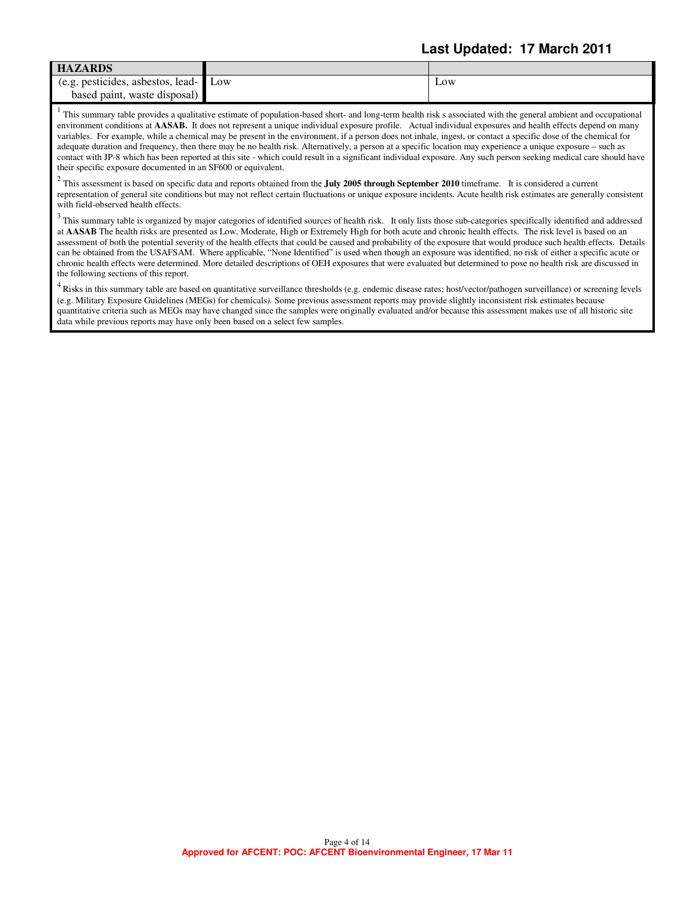| HAZARDS | | |
|---|---|---|
| (e.g. pesticides, asbestos, lead-based paint, waste disposal) | Low | Low |

[1] This summary table provides a qualitative estimate of population-based short- and long-term health risk s associated with the general ambient and occupational environment conditions at **AASAB.** It does not represent a unique individual exposure profile. Actual individual exposures and health effects depend on many variables. For example, while a chemical may be present in the environment, if a person does not inhale, ingest, or contact a specific dose of the chemical for adequate duration and frequency, then there may be no health risk. Alternatively, a person at a specific location may experience a unique exposure – such as contact with JP-8 which has been reported at this site - which could result in a significant individual exposure. Any such person seeking medical care should have their specific exposure documented in an SF600 or equivalent.

[2] This assessment is based on specific data and reports obtained from the **July 2005 through September 2010** timeframe. It is considered a current representation of general site conditions but may not reflect certain fluctuations or unique exposure incidents. Acute health risk estimates are generally consistent with field-observed health effects.

[3] This summary table is organized by major categories of identified sources of health risk. It only lists those sub-categories specifically identified and addressed at **AASAB** The health risks are presented as Low, Moderate, High or Extremely High for both acute and chronic health effects. The risk level is based on an assessment of both the potential severity of the health effects that could be caused and probability of the exposure that would produce such health effects. Details can be obtained from the USAFSAM. Where applicable, "None Identified" is used when though an exposure was identified, no risk of either a specific acute or chronic health effects were determined. More detailed descriptions of OEH exposures that were evaluated but determined to pose no health risk are discussed in the following sections of this report.

[4] Risks in this summary table are based on quantitative surveillance thresholds (e.g. endemic disease rates; host/vector/pathogen surveillance) or screening levels (e.g. Military Exposure Guidelines (MEGs) for chemicals*).* Some previous assessment reports may provide slightly inconsistent risk estimates because quantitative criteria such as MEGs may have changed since the samples were originally evaluated and/or because this assessment makes use of all historic site data while previous reports may have only been based on a select few samples.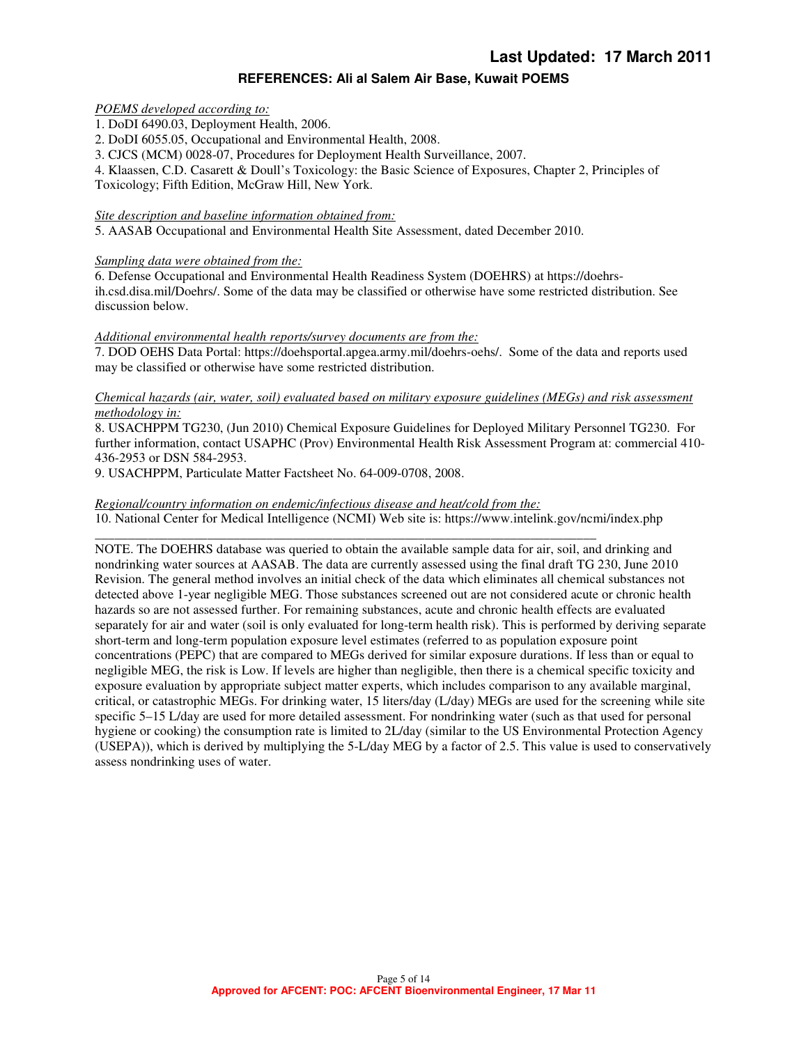## REFERENCES: Ali al Salem Air Base, Kuwait POEMS

*POEMS developed according to:*

1. DoDI 6490.03, Deployment Health, 2006.
2. DoDI 6055.05, Occupational and Environmental Health, 2008.
3. CJCS (MCM) 0028-07, Procedures for Deployment Health Surveillance, 2007.
4. Klaassen, C.D. Casarett & Doull's Toxicology: the Basic Science of Exposures, Chapter 2, Principles of Toxicology; Fifth Edition, McGraw Hill, New York.

*Site description and baseline information obtained from:*

5. AASAB Occupational and Environmental Health Site Assessment, dated December 2010.

*Sampling data were obtained from the:*

6. Defense Occupational and Environmental Health Readiness System (DOEHRS) at https://doehrs-ih.csd.disa.mil/Doehrs/. Some of the data may be classified or otherwise have some restricted distribution. See discussion below.

*Additional environmental health reports/survey documents are from the:*

7. DOD OEHS Data Portal: https://doehsportal.apgea.army.mil/doehrs-oehs/. Some of the data and reports used may be classified or otherwise have some restricted distribution.

*Chemical hazards (air, water, soil) evaluated based on military exposure guidelines (MEGs) and risk assessment methodology in:*

8. USACHPPM TG230, (Jun 2010) Chemical Exposure Guidelines for Deployed Military Personnel TG230. For further information, contact USAPHC (Prov) Environmental Health Risk Assessment Program at: commercial 410-436-2953 or DSN 584-2953.
9. USACHPPM, Particulate Matter Factsheet No. 64-009-0708, 2008.

*Regional/country information on endemic/infectious disease and heat/cold from the:*

10. National Center for Medical Intelligence (NCMI) Web site is: https://www.intelink.gov/ncmi/index.php

---

NOTE. The DOEHRS database was queried to obtain the available sample data for air, soil, and drinking and nondrinking water sources at AASAB. The data are currently assessed using the final draft TG 230, June 2010 Revision. The general method involves an initial check of the data which eliminates all chemical substances not detected above 1-year negligible MEG. Those substances screened out are not considered acute or chronic health hazards so are not assessed further. For remaining substances, acute and chronic health effects are evaluated separately for air and water (soil is only evaluated for long-term health risk). This is performed by deriving separate short-term and long-term population exposure level estimates (referred to as population exposure point concentrations (PEPC) that are compared to MEGs derived for similar exposure durations. If less than or equal to negligible MEG, the risk is Low. If levels are higher than negligible, then there is a chemical specific toxicity and exposure evaluation by appropriate subject matter experts, which includes comparison to any available marginal, critical, or catastrophic MEGs. For drinking water, 15 liters/day (L/day) MEGs are used for the screening while site specific 5–15 L/day are used for more detailed assessment. For nondrinking water (such as that used for personal hygiene or cooking) the consumption rate is limited to 2L/day (similar to the US Environmental Protection Agency (USEPA)), which is derived by multiplying the 5-L/day MEG by a factor of 2.5. This value is used to conservatively assess nondrinking uses of water.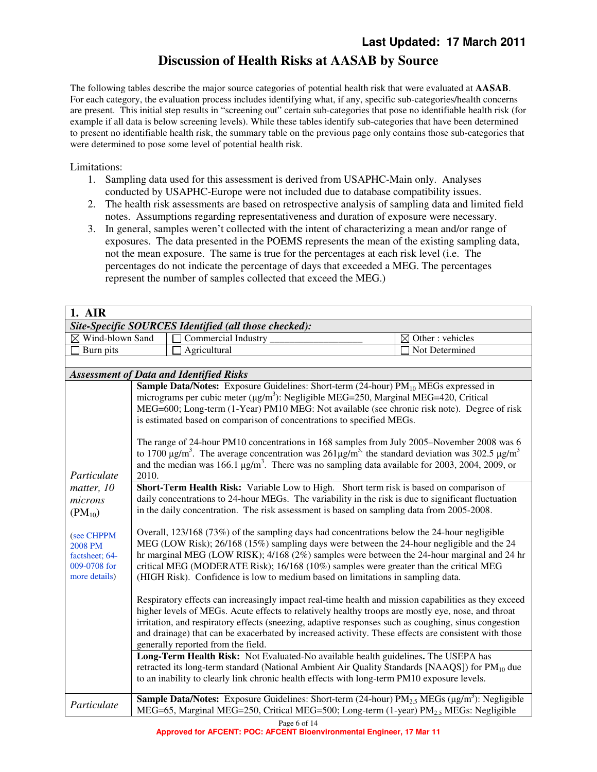## Discussion of Health Risks at AASAB by Source

The following tables describe the major source categories of potential health risk that were evaluated at **AASAB**. For each category, the evaluation process includes identifying what, if any, specific sub-categories/health concerns are present. This initial step results in "screening out" certain sub-categories that pose no identifiable health risk (for example if all data is below screening levels). While these tables identify sub-categories that have been determined to present no identifiable health risk, the summary table on the previous page only contains those sub-categories that were determined to pose some level of potential health risk.

Limitations:

1. Sampling data used for this assessment is derived from USAPHC-Main only. Analyses conducted by USAPHC-Europe were not included due to database compatibility issues.
2. The health risk assessments are based on retrospective analysis of sampling data and limited field notes. Assumptions regarding representativeness and duration of exposure were necessary.
3. In general, samples weren't collected with the intent of characterizing a mean and/or range of exposures. The data presented in the POEMS represents the mean of the existing sampling data, not the mean exposure. The same is true for the percentages at each risk level (i.e. The percentages do not indicate the percentage of days that exceeded a MEG. The percentages represent the number of samples collected that exceed the MEG.)

| **1. AIR** | | |
|---|---|---|
| ***Site-Specific SOURCES Identified (all those checked):*** | | |
| ☒ Wind-blown Sand | ☐ Commercial Industry ___________________ | ☒ Other : vehicles |
| ☐ Burn pits | ☐ Agricultural | ☐ Not Determined |

***Assessment of Data and Identified Risks***

| | |
|---|---|
| *Particulate matter, 10 microns* ($PM_{10}$) (see CHPPM 2008 PM factsheet; 64-009-0708 for more details) | **Sample Data/Notes:** Exposure Guidelines: Short-term (24-hour) $PM_{10}$ MEGs expressed in micrograms per cubic meter ($\mu g/m^3$): Negligible MEG=250, Marginal MEG=420, Critical MEG=600; Long-term (1-Year) PM10 MEG: Not available (see chronic risk note). Degree of risk is estimated based on comparison of concentrations to specified MEGs.<br><br>The range of 24-hour PM10 concentrations in 168 samples from July 2005–November 2008 was 6 to 1700 $\mu g/m^3$. The average concentration was 261$\mu g/m^3$, the standard deviation was 302.5 $\mu g/m^3$ and the median was 166.1 $\mu g/m^3$. There was no sampling data available for 2003, 2004, 2009, or 2010. |
| | **Short-Term Health Risk:** Variable Low to High. Short term risk is based on comparison of daily concentrations to 24-hour MEGs. The variability in the risk is due to significant fluctuation in the daily concentration. The risk assessment is based on sampling data from 2005-2008.<br><br>Overall, 123/168 (73%) of the sampling days had concentrations below the 24-hour negligible MEG (LOW Risk); 26/168 (15%) sampling days were between the 24-hour negligible and the 24 hr marginal MEG (LOW RISK); 4/168 (2%) samples were between the 24-hour marginal and 24 hr critical MEG (MODERATE Risk); 16/168 (10%) samples were greater than the critical MEG (HIGH Risk). Confidence is low to medium based on limitations in sampling data.<br><br>Respiratory effects can increasingly impact real-time health and mission capabilities as they exceed higher levels of MEGs. Acute effects to relatively healthy troops are mostly eye, nose, and throat irritation, and respiratory effects (sneezing, adaptive responses such as coughing, sinus congestion and drainage) that can be exacerbated by increased activity. These effects are consistent with those generally reported from the field. |
| | **Long-Term Health Risk:** Not Evaluated-No available health guidelines**.** The USEPA has retracted its long-term standard (National Ambient Air Quality Standards [NAAQS]) for $PM_{10}$ due to an inability to clearly link chronic health effects with long-term PM10 exposure levels. |
| *Particulate* | **Sample Data/Notes:** Exposure Guidelines: Short-term (24-hour) $PM_{2.5}$ MEGs ($\mu g/m^3$): Negligible MEG=65, Marginal MEG=250, Critical MEG=500; Long-term (1-year) $PM_{2.5}$ MEGs: Negligible |

Approved for AFCENT: POC: AFCENT Bioenvironmental Engineer, 17 Mar 11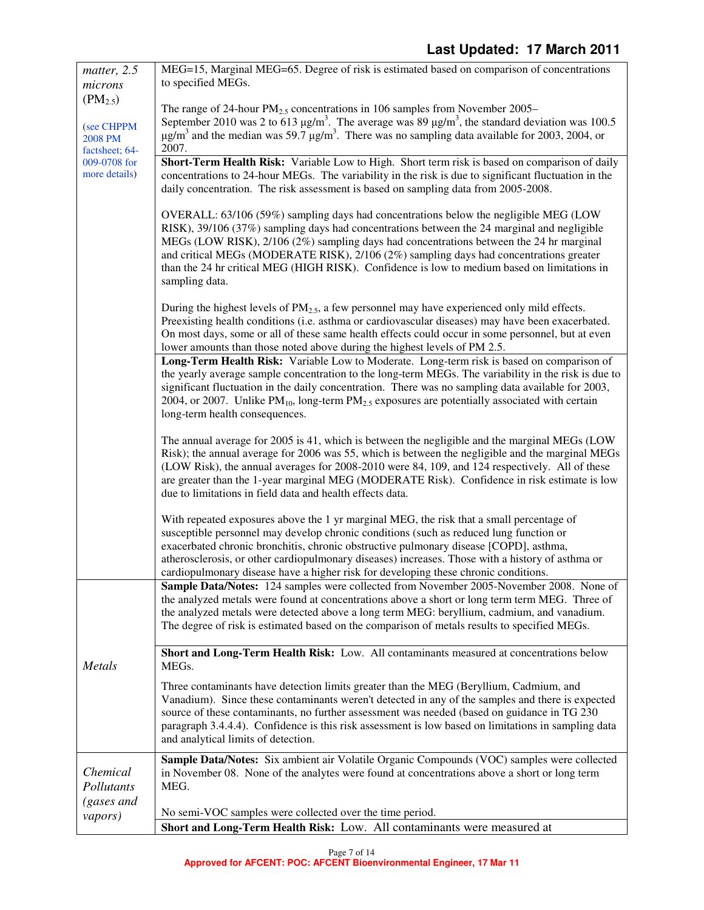| | |
|---|---|
| *matter, 2.5 microns* ($PM_{2.5}$) (see CHPPM 2008 PM factsheet; 64-009-0708 for more details) | MEG=15, Marginal MEG=65. Degree of risk is estimated based on comparison of concentrations to specified MEGs.<br><br>The range of 24-hour $PM_{2.5}$ concentrations in 106 samples from November 2005–September 2010 was 2 to 613 µg/m$^3$. The average was 89 µg/m$^3$, the standard deviation was 100.5 µg/m$^3$ and the median was 59.7 µg/m$^3$. There was no sampling data available for 2003, 2004, or 2007. |
| | **Short-Term Health Risk:** Variable Low to High. Short term risk is based on comparison of daily concentrations to 24-hour MEGs. The variability in the risk is due to significant fluctuation in the daily concentration. The risk assessment is based on sampling data from 2005-2008.<br><br>OVERALL: 63/106 (59%) sampling days had concentrations below the negligible MEG (LOW RISK), 39/106 (37%) sampling days had concentrations between the 24 marginal and negligible MEGs (LOW RISK), 2/106 (2%) sampling days had concentrations between the 24 hr marginal and critical MEGs (MODERATE RISK), 2/106 (2%) sampling days had concentrations greater than the 24 hr critical MEG (HIGH RISK). Confidence is low to medium based on limitations in sampling data.<br><br>During the highest levels of $PM_{2.5}$, a few personnel may have experienced only mild effects. Preexisting health conditions (i.e. asthma or cardiovascular diseases) may have been exacerbated. On most days, some or all of these same health effects could occur in some personnel, but at even lower amounts than those noted above during the highest levels of PM 2.5. |
| | **Long-Term Health Risk:** Variable Low to Moderate. Long-term risk is based on comparison of the yearly average sample concentration to the long-term MEGs. The variability in the risk is due to significant fluctuation in the daily concentration. There was no sampling data available for 2003, 2004, or 2007. Unlike $PM_{10}$, long-term $PM_{2.5}$ exposures are potentially associated with certain long-term health consequences.<br><br>The annual average for 2005 is 41, which is between the negligible and the marginal MEGs (LOW Risk); the annual average for 2006 was 55, which is between the negligible and the marginal MEGs (LOW Risk), the annual averages for 2008-2010 were 84, 109, and 124 respectively. All of these are greater than the 1-year marginal MEG (MODERATE Risk). Confidence in risk estimate is low due to limitations in field data and health effects data.<br><br>With repeated exposures above the 1 yr marginal MEG, the risk that a small percentage of susceptible personnel may develop chronic conditions (such as reduced lung function or exacerbated chronic bronchitis, chronic obstructive pulmonary disease [COPD], asthma, atherosclerosis, or other cardiopulmonary diseases) increases. Those with a history of asthma or cardiopulmonary disease have a higher risk for developing these chronic conditions. |
| *Metals* | **Sample Data/Notes:** 124 samples were collected from November 2005-November 2008. None of the analyzed metals were found at concentrations above a short or long term term MEG. Three of the analyzed metals were detected above a long term MEG: beryllium, cadmium, and vanadium. The degree of risk is estimated based on the comparison of metals results to specified MEGs. |
| | **Short and Long-Term Health Risk:** Low. All contaminants measured at concentrations below MEGs.<br><br>Three contaminants have detection limits greater than the MEG (Beryllium, Cadmium, and Vanadium). Since these contaminants weren't detected in any of the samples and there is expected source of these contaminants, no further assessment was needed (based on guidance in TG 230 paragraph 3.4.4.4). Confidence is this risk assessment is low based on limitations in sampling data and analytical limits of detection. |
| *Chemical Pollutants (gases and vapors)* | **Sample Data/Notes:** Six ambient air Volatile Organic Compounds (VOC) samples were collected in November 08. None of the analytes were found at concentrations above a short or long term MEG.<br><br>No semi-VOC samples were collected over the time period. |
| | **Short and Long-Term Health Risk:** Low. All contaminants were measured at |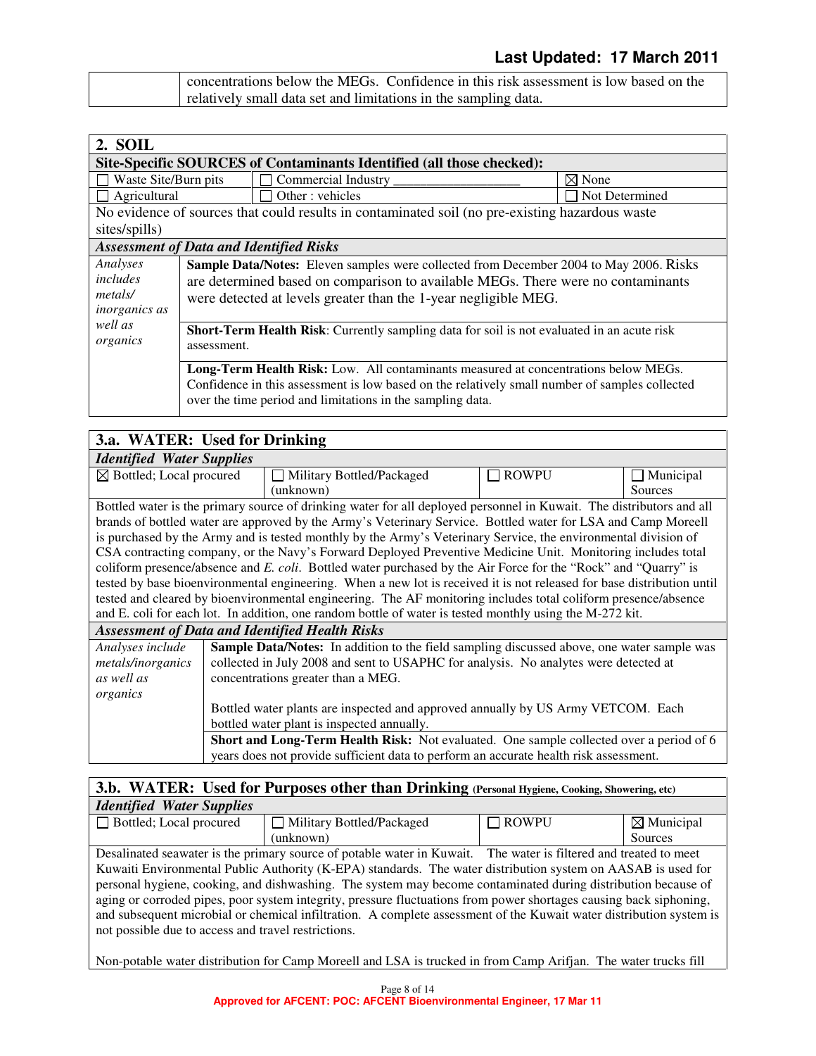| | concentrations below the MEGs. Confidence in this risk assessment is low based on the relatively small data set and limitations in the sampling data. |
|---|---|

## 2. SOIL

**Site-Specific SOURCES of Contaminants Identified (all those checked):**

| | | |
|---|---|---|
| ☐ Waste Site/Burn pits | ☐ Commercial Industry ___________________ | ☒ None |
| ☐ Agricultural | ☐ Other : vehicles | ☐ Not Determined |

No evidence of sources that could results in contaminated soil (no pre-existing hazardous waste sites/spills)

***Assessment of Data and Identified Risks***

| | |
|---|---|
| *Analyses includes metals/ inorganics as well as organics* | **Sample Data/Notes:** Eleven samples were collected from December 2004 to May 2006. Risks are determined based on comparison to available MEGs. There were no contaminants were detected at levels greater than the 1-year negligible MEG. |
| | **Short-Term Health Risk**: Currently sampling data for soil is not evaluated in an acute risk assessment. |
| | **Long-Term Health Risk:** Low. All contaminants measured at concentrations below MEGs. Confidence in this assessment is low based on the relatively small number of samples collected over the time period and limitations in the sampling data. |

## 3.a. WATER: Used for Drinking

***Identified Water Supplies***

| | | | |
|---|---|---|---|
| ☒ Bottled; Local procured | ☐ Military Bottled/Packaged (unknown) | ☐ ROWPU | ☐ Municipal Sources |

Bottled water is the primary source of drinking water for all deployed personnel in Kuwait. The distributors and all brands of bottled water are approved by the Army's Veterinary Service. Bottled water for LSA and Camp Moreell is purchased by the Army and is tested monthly by the Army's Veterinary Service, the environmental division of CSA contracting company, or the Navy's Forward Deployed Preventive Medicine Unit. Monitoring includes total coliform presence/absence and *E. coli*. Bottled water purchased by the Air Force for the "Rock" and "Quarry" is tested by base bioenvironmental engineering. When a new lot is received it is not released for base distribution until tested and cleared by bioenvironmental engineering. The AF monitoring includes total coliform presence/absence and E. coli for each lot. In addition, one random bottle of water is tested monthly using the M-272 kit.

***Assessment of Data and Identified Health Risks***

| | |
|---|---|
| *Analyses include metals/inorganics as well as organics* | **Sample Data/Notes:** In addition to the field sampling discussed above, one water sample was collected in July 2008 and sent to USAPHC for analysis. No analytes were detected at concentrations greater than a MEG.<br><br>Bottled water plants are inspected and approved annually by US Army VETCOM. Each bottled water plant is inspected annually. |
| | **Short and Long-Term Health Risk:** Not evaluated. One sample collected over a period of 6 years does not provide sufficient data to perform an accurate health risk assessment. |

## 3.b. WATER: Used for Purposes other than Drinking (Personal Hygiene, Cooking, Showering, etc)

***Identified Water Supplies***

| | | | |
|---|---|---|---|
| ☐ Bottled; Local procured | ☐ Military Bottled/Packaged (unknown) | ☐ ROWPU | ☒ Municipal Sources |

Desalinated seawater is the primary source of potable water in Kuwait. The water is filtered and treated to meet Kuwaiti Environmental Public Authority (K-EPA) standards. The water distribution system on AASAB is used for personal hygiene, cooking, and dishwashing. The system may become contaminated during distribution because of aging or corroded pipes, poor system integrity, pressure fluctuations from power shortages causing back siphoning, and subsequent microbial or chemical infiltration. A complete assessment of the Kuwait water distribution system is not possible due to access and travel restrictions.

Non-potable water distribution for Camp Moreell and LSA is trucked in from Camp Arifjan. The water trucks fill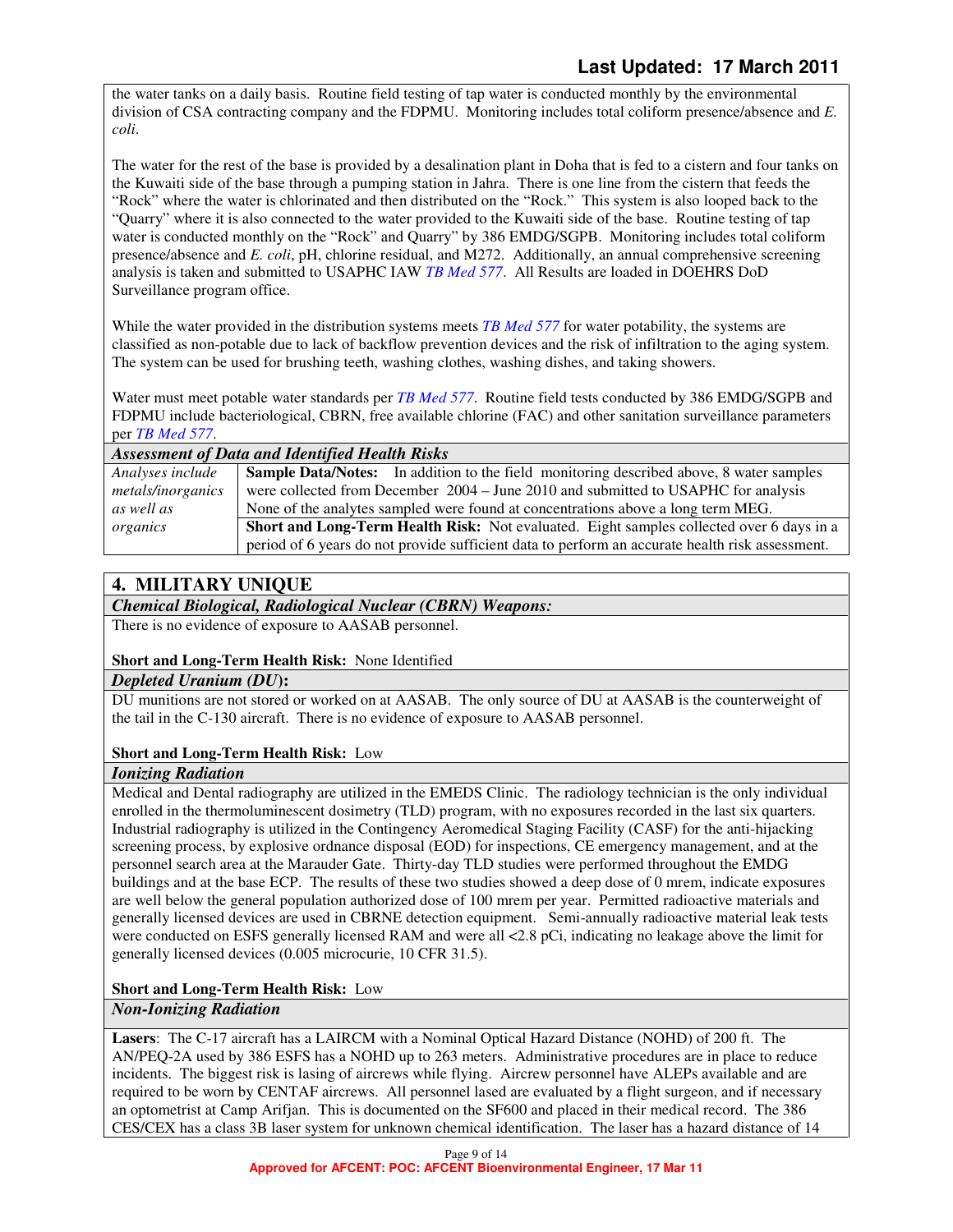the water tanks on a daily basis. Routine field testing of tap water is conducted monthly by the environmental division of CSA contracting company and the FDPMU. Monitoring includes total coliform presence/absence and *E. coli*.

The water for the rest of the base is provided by a desalination plant in Doha that is fed to a cistern and four tanks on the Kuwaiti side of the base through a pumping station in Jahra. There is one line from the cistern that feeds the "Rock" where the water is chlorinated and then distributed on the "Rock." This system is also looped back to the "Quarry" where it is also connected to the water provided to the Kuwaiti side of the base. Routine testing of tap water is conducted monthly on the "Rock" and Quarry" by 386 EMDG/SGPB. Monitoring includes total coliform presence/absence and *E. coli*, pH, chlorine residual, and M272. Additionally, an annual comprehensive screening analysis is taken and submitted to USAPHC IAW *TB Med 577*. All Results are loaded in DOEHRS DoD Surveillance program office.

While the water provided in the distribution systems meets *TB Med 577* for water potability, the systems are classified as non-potable due to lack of backflow prevention devices and the risk of infiltration to the aging system. The system can be used for brushing teeth, washing clothes, washing dishes, and taking showers.

Water must meet potable water standards per *TB Med 577*. Routine field tests conducted by 386 EMDG/SGPB and FDPMU include bacteriological, CBRN, free available chlorine (FAC) and other sanitation surveillance parameters per *TB Med 577*.

***Assessment of Data and Identified Health Risks***

| | |
|---|---|
| *Analyses include metals/inorganics as well as organics* | **Sample Data/Notes:** In addition to the field monitoring described above, 8 water samples were collected from December 2004 – June 2010 and submitted to USAPHC for analysis None of the analytes sampled were found at concentrations above a long term MEG. |
| | **Short and Long-Term Health Risk:** Not evaluated. Eight samples collected over 6 days in a period of 6 years do not provide sufficient data to perform an accurate health risk assessment. |

## 4. MILITARY UNIQUE

***Chemical Biological, Radiological Nuclear (CBRN) Weapons:***

There is no evidence of exposure to AASAB personnel.

**Short and Long-Term Health Risk:** None Identified

***Depleted Uranium (DU):***

DU munitions are not stored or worked on at AASAB. The only source of DU at AASAB is the counterweight of the tail in the C-130 aircraft. There is no evidence of exposure to AASAB personnel.

**Short and Long-Term Health Risk:** Low

***Ionizing Radiation***

Medical and Dental radiography are utilized in the EMEDS Clinic. The radiology technician is the only individual enrolled in the thermoluminescent dosimetry (TLD) program, with no exposures recorded in the last six quarters. Industrial radiography is utilized in the Contingency Aeromedical Staging Facility (CASF) for the anti-hijacking screening process, by explosive ordnance disposal (EOD) for inspections, CE emergency management, and at the personnel search area at the Marauder Gate. Thirty-day TLD studies were performed throughout the EMDG buildings and at the base ECP. The results of these two studies showed a deep dose of 0 mrem, indicate exposures are well below the general population authorized dose of 100 mrem per year. Permitted radioactive materials and generally licensed devices are used in CBRNE detection equipment. Semi-annually radioactive material leak tests were conducted on ESFS generally licensed RAM and were all <2.8 pCi, indicating no leakage above the limit for generally licensed devices (0.005 microcurie, 10 CFR 31.5).

**Short and Long-Term Health Risk:** Low

***Non-Ionizing Radiation***

**Lasers**: The C-17 aircraft has a LAIRCM with a Nominal Optical Hazard Distance (NOHD) of 200 ft. The AN/PEQ-2A used by 386 ESFS has a NOHD up to 263 meters. Administrative procedures are in place to reduce incidents. The biggest risk is lasing of aircrews while flying. Aircrew personnel have ALEPs available and are required to be worn by CENTAF aircrews. All personnel lased are evaluated by a flight surgeon, and if necessary an optometrist at Camp Arifjan. This is documented on the SF600 and placed in their medical record. The 386 CES/CEX has a class 3B laser system for unknown chemical identification. The laser has a hazard distance of 14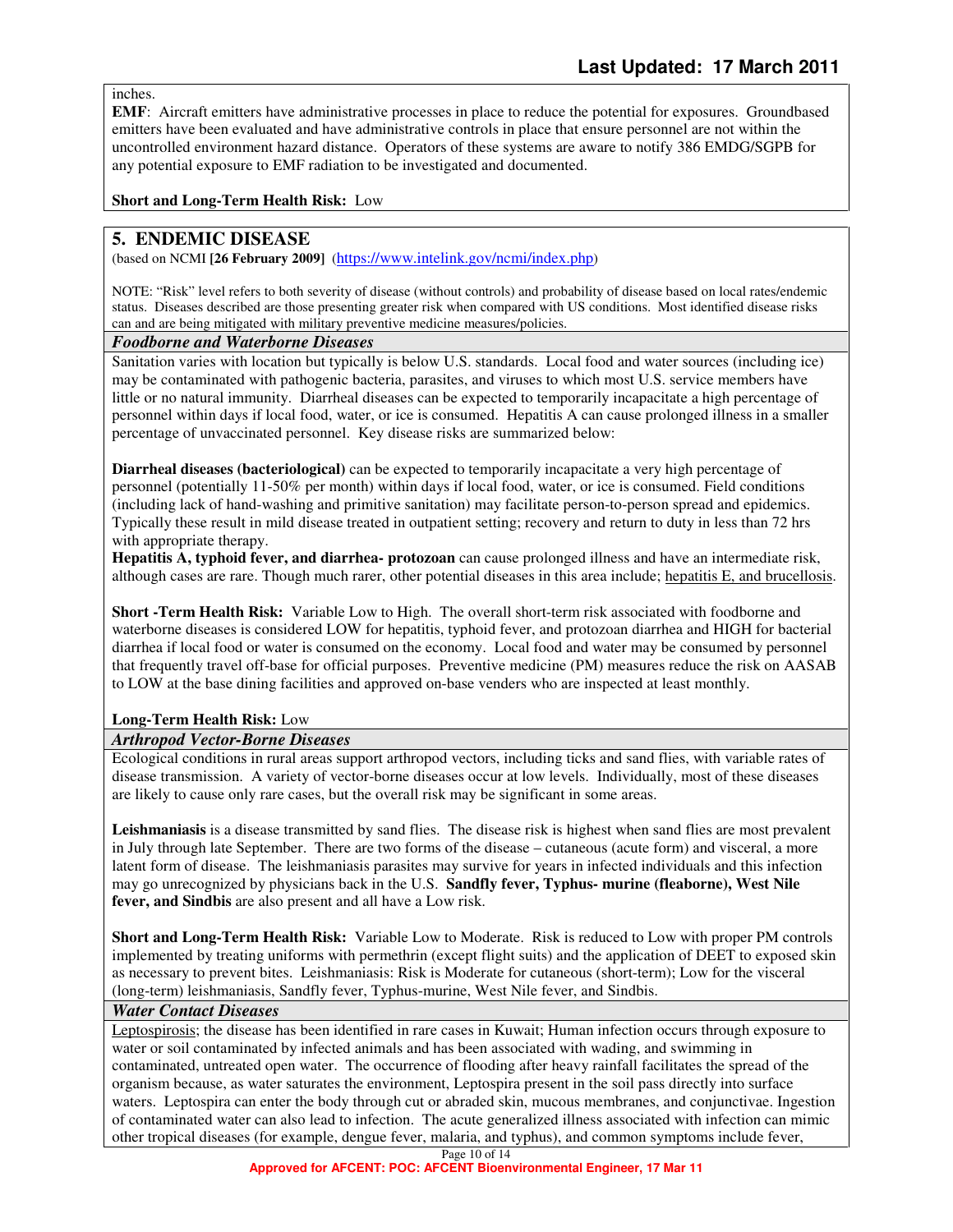inches.

**EMF**: Aircraft emitters have administrative processes in place to reduce the potential for exposures. Groundbased emitters have been evaluated and have administrative controls in place that ensure personnel are not within the uncontrolled environment hazard distance. Operators of these systems are aware to notify 386 EMDG/SGPB for any potential exposure to EMF radiation to be investigated and documented.

**Short and Long-Term Health Risk:** Low

## 5. ENDEMIC DISEASE

(based on NCMI **[26 February 2009]** (https://www.intelink.gov/ncmi/index.php)

NOTE: "Risk" level refers to both severity of disease (without controls) and probability of disease based on local rates/endemic status. Diseases described are those presenting greater risk when compared with US conditions. Most identified disease risks can and are being mitigated with military preventive medicine measures/policies.

### *Foodborne and Waterborne Diseases*

Sanitation varies with location but typically is below U.S. standards. Local food and water sources (including ice) may be contaminated with pathogenic bacteria, parasites, and viruses to which most U.S. service members have little or no natural immunity. Diarrheal diseases can be expected to temporarily incapacitate a high percentage of personnel within days if local food, water, or ice is consumed. Hepatitis A can cause prolonged illness in a smaller percentage of unvaccinated personnel. Key disease risks are summarized below:

**Diarrheal diseases (bacteriological)** can be expected to temporarily incapacitate a very high percentage of personnel (potentially 11-50% per month) within days if local food, water, or ice is consumed. Field conditions (including lack of hand-washing and primitive sanitation) may facilitate person-to-person spread and epidemics. Typically these result in mild disease treated in outpatient setting; recovery and return to duty in less than 72 hrs with appropriate therapy.

**Hepatitis A, typhoid fever, and diarrhea- protozoan** can cause prolonged illness and have an intermediate risk, although cases are rare. Though much rarer, other potential diseases in this area include; hepatitis E, and brucellosis.

**Short -Term Health Risk:** Variable Low to High. The overall short-term risk associated with foodborne and waterborne diseases is considered LOW for hepatitis, typhoid fever, and protozoan diarrhea and HIGH for bacterial diarrhea if local food or water is consumed on the economy. Local food and water may be consumed by personnel that frequently travel off-base for official purposes. Preventive medicine (PM) measures reduce the risk on AASAB to LOW at the base dining facilities and approved on-base venders who are inspected at least monthly.

**Long-Term Health Risk:** Low

### *Arthropod Vector-Borne Diseases*

Ecological conditions in rural areas support arthropod vectors, including ticks and sand flies, with variable rates of disease transmission. A variety of vector-borne diseases occur at low levels. Individually, most of these diseases are likely to cause only rare cases, but the overall risk may be significant in some areas.

**Leishmaniasis** is a disease transmitted by sand flies. The disease risk is highest when sand flies are most prevalent in July through late September. There are two forms of the disease – cutaneous (acute form) and visceral, a more latent form of disease. The leishmaniasis parasites may survive for years in infected individuals and this infection may go unrecognized by physicians back in the U.S. **Sandfly fever, Typhus- murine (fleaborne), West Nile fever, and Sindbis** are also present and all have a Low risk.

**Short and Long-Term Health Risk:** Variable Low to Moderate. Risk is reduced to Low with proper PM controls implemented by treating uniforms with permethrin (except flight suits) and the application of DEET to exposed skin as necessary to prevent bites. Leishmaniasis: Risk is Moderate for cutaneous (short-term); Low for the visceral (long-term) leishmaniasis, Sandfly fever, Typhus-murine, West Nile fever, and Sindbis.

### *Water Contact Diseases*

Leptospirosis; the disease has been identified in rare cases in Kuwait; Human infection occurs through exposure to water or soil contaminated by infected animals and has been associated with wading, and swimming in contaminated, untreated open water. The occurrence of flooding after heavy rainfall facilitates the spread of the organism because, as water saturates the environment, Leptospira present in the soil pass directly into surface waters. Leptospira can enter the body through cut or abraded skin, mucous membranes, and conjunctivae. Ingestion of contaminated water can also lead to infection. The acute generalized illness associated with infection can mimic other tropical diseases (for example, dengue fever, malaria, and typhus), and common symptoms include fever,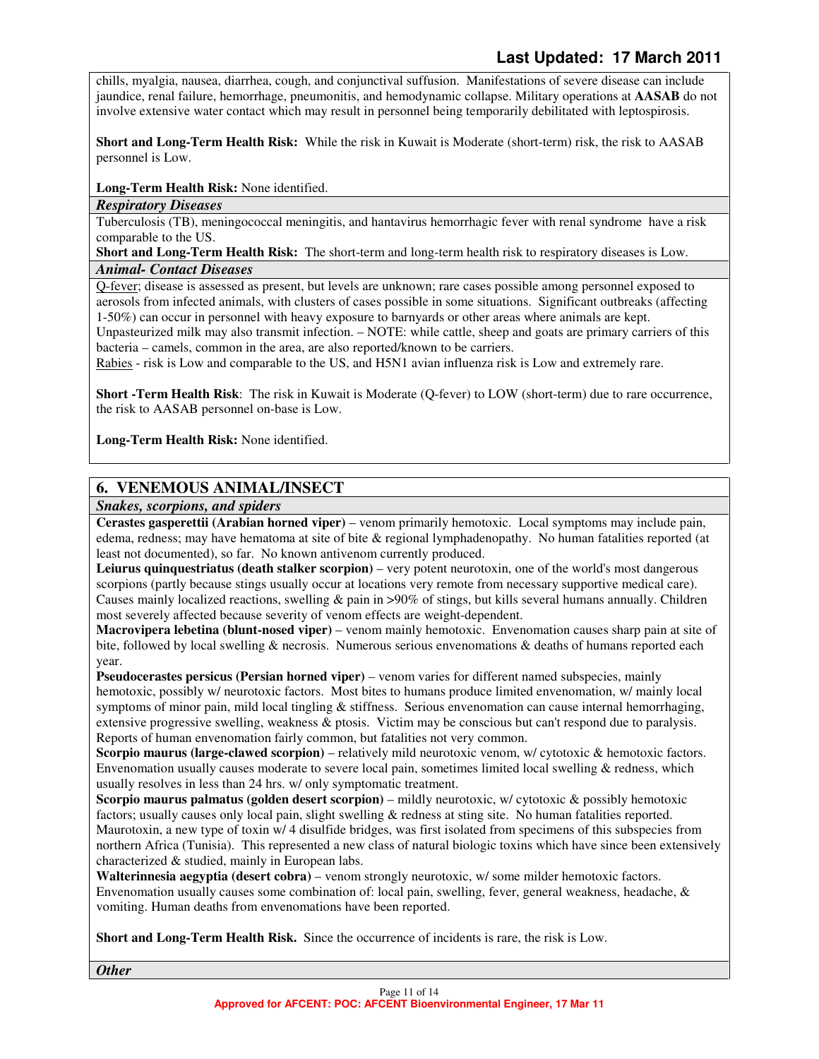chills, myalgia, nausea, diarrhea, cough, and conjunctival suffusion. Manifestations of severe disease can include jaundice, renal failure, hemorrhage, pneumonitis, and hemodynamic collapse. Military operations at **AASAB** do not involve extensive water contact which may result in personnel being temporarily debilitated with leptospirosis.

**Short and Long-Term Health Risk:** While the risk in Kuwait is Moderate (short-term) risk, the risk to AASAB personnel is Low.

**Long-Term Health Risk:** None identified.

***Respiratory Diseases***

Tuberculosis (TB), meningococcal meningitis, and hantavirus hemorrhagic fever with renal syndrome have a risk comparable to the US.

**Short and Long-Term Health Risk:** The short-term and long-term health risk to respiratory diseases is Low.

***Animal- Contact Diseases***

Q-fever; disease is assessed as present, but levels are unknown; rare cases possible among personnel exposed to aerosols from infected animals, with clusters of cases possible in some situations. Significant outbreaks (affecting 1-50%) can occur in personnel with heavy exposure to barnyards or other areas where animals are kept. Unpasteurized milk may also transmit infection. – NOTE: while cattle, sheep and goats are primary carriers of this bacteria – camels, common in the area, are also reported/known to be carriers.

Rabies - risk is Low and comparable to the US, and H5N1 avian influenza risk is Low and extremely rare.

**Short -Term Health Risk**: The risk in Kuwait is Moderate (Q-fever) to LOW (short-term) due to rare occurrence, the risk to AASAB personnel on-base is Low.

**Long-Term Health Risk:** None identified.

## 6. VENEMOUS ANIMAL/INSECT

***Snakes, scorpions, and spiders***

**Cerastes gasperettii (Arabian horned viper)** – venom primarily hemotoxic. Local symptoms may include pain, edema, redness; may have hematoma at site of bite & regional lymphadenopathy. No human fatalities reported (at least not documented), so far. No known antivenom currently produced.

**Leiurus quinquestriatus (death stalker scorpion)** – very potent neurotoxin, one of the world's most dangerous scorpions (partly because stings usually occur at locations very remote from necessary supportive medical care). Causes mainly localized reactions, swelling & pain in >90% of stings, but kills several humans annually. Children most severely affected because severity of venom effects are weight-dependent.

**Macrovipera lebetina (blunt-nosed viper)** – venom mainly hemotoxic. Envenomation causes sharp pain at site of bite, followed by local swelling & necrosis. Numerous serious envenomations & deaths of humans reported each year.

**Pseudocerastes persicus (Persian horned viper)** – venom varies for different named subspecies, mainly hemotoxic, possibly w/ neurotoxic factors. Most bites to humans produce limited envenomation, w/ mainly local symptoms of minor pain, mild local tingling & stiffness. Serious envenomation can cause internal hemorrhaging, extensive progressive swelling, weakness & ptosis. Victim may be conscious but can't respond due to paralysis. Reports of human envenomation fairly common, but fatalities not very common.

**Scorpio maurus (large-clawed scorpion)** – relatively mild neurotoxic venom, w/ cytotoxic & hemotoxic factors. Envenomation usually causes moderate to severe local pain, sometimes limited local swelling & redness, which usually resolves in less than 24 hrs. w/ only symptomatic treatment.

**Scorpio maurus palmatus (golden desert scorpion)** – mildly neurotoxic, w/ cytotoxic & possibly hemotoxic factors; usually causes only local pain, slight swelling & redness at sting site. No human fatalities reported. Maurotoxin, a new type of toxin w/ 4 disulfide bridges, was first isolated from specimens of this subspecies from northern Africa (Tunisia). This represented a new class of natural biologic toxins which have since been extensively characterized & studied, mainly in European labs.

**Walterinnesia aegyptia (desert cobra)** – venom strongly neurotoxic, w/ some milder hemotoxic factors. Envenomation usually causes some combination of: local pain, swelling, fever, general weakness, headache, & vomiting. Human deaths from envenomations have been reported.

**Short and Long-Term Health Risk.** Since the occurrence of incidents is rare, the risk is Low.

***Other***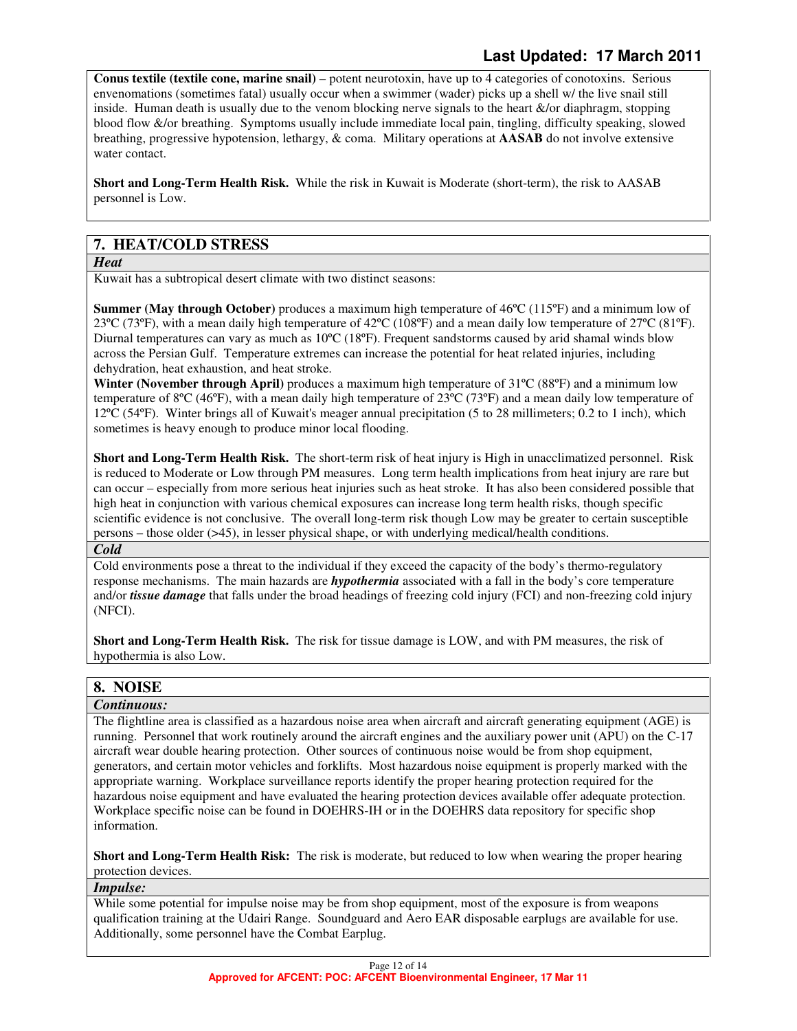**Conus textile (textile cone, marine snail)** – potent neurotoxin, have up to 4 categories of conotoxins. Serious envenomations (sometimes fatal) usually occur when a swimmer (wader) picks up a shell w/ the live snail still inside. Human death is usually due to the venom blocking nerve signals to the heart &/or diaphragm, stopping blood flow &/or breathing. Symptoms usually include immediate local pain, tingling, difficulty speaking, slowed breathing, progressive hypotension, lethargy, & coma. Military operations at **AASAB** do not involve extensive water contact.

**Short and Long-Term Health Risk.** While the risk in Kuwait is Moderate (short-term), the risk to AASAB personnel is Low.

## 7. HEAT/COLD STRESS

### *Heat*

Kuwait has a subtropical desert climate with two distinct seasons:

**Summer (May through October)** produces a maximum high temperature of 46ºC (115ºF) and a minimum low of 23ºC (73ºF), with a mean daily high temperature of 42ºC (108ºF) and a mean daily low temperature of 27ºC (81ºF). Diurnal temperatures can vary as much as 10ºC (18ºF). Frequent sandstorms caused by arid shamal winds blow across the Persian Gulf. Temperature extremes can increase the potential for heat related injuries, including dehydration, heat exhaustion, and heat stroke.
**Winter (November through April)** produces a maximum high temperature of 31ºC (88ºF) and a minimum low temperature of 8ºC (46ºF), with a mean daily high temperature of 23ºC (73ºF) and a mean daily low temperature of 12ºC (54ºF). Winter brings all of Kuwait's meager annual precipitation (5 to 28 millimeters; 0.2 to 1 inch), which sometimes is heavy enough to produce minor local flooding.

**Short and Long-Term Health Risk.** The short-term risk of heat injury is High in unacclimatized personnel. Risk is reduced to Moderate or Low through PM measures. Long term health implications from heat injury are rare but can occur – especially from more serious heat injuries such as heat stroke. It has also been considered possible that high heat in conjunction with various chemical exposures can increase long term health risks, though specific scientific evidence is not conclusive. The overall long-term risk though Low may be greater to certain susceptible persons – those older (>45), in lesser physical shape, or with underlying medical/health conditions.

### *Cold*

Cold environments pose a threat to the individual if they exceed the capacity of the body's thermo-regulatory response mechanisms. The main hazards are ***hypothermia*** associated with a fall in the body's core temperature and/or ***tissue damage*** that falls under the broad headings of freezing cold injury (FCI) and non-freezing cold injury (NFCI).

**Short and Long-Term Health Risk.** The risk for tissue damage is LOW, and with PM measures, the risk of hypothermia is also Low.

## 8. NOISE

### *Continuous:*

The flightline area is classified as a hazardous noise area when aircraft and aircraft generating equipment (AGE) is running. Personnel that work routinely around the aircraft engines and the auxiliary power unit (APU) on the C-17 aircraft wear double hearing protection. Other sources of continuous noise would be from shop equipment, generators, and certain motor vehicles and forklifts. Most hazardous noise equipment is properly marked with the appropriate warning. Workplace surveillance reports identify the proper hearing protection required for the hazardous noise equipment and have evaluated the hearing protection devices available offer adequate protection. Workplace specific noise can be found in DOEHRS-IH or in the DOEHRS data repository for specific shop information.

**Short and Long-Term Health Risk:** The risk is moderate, but reduced to low when wearing the proper hearing protection devices.

### *Impulse:*

While some potential for impulse noise may be from shop equipment, most of the exposure is from weapons qualification training at the Udairi Range. Soundguard and Aero EAR disposable earplugs are available for use. Additionally, some personnel have the Combat Earplug.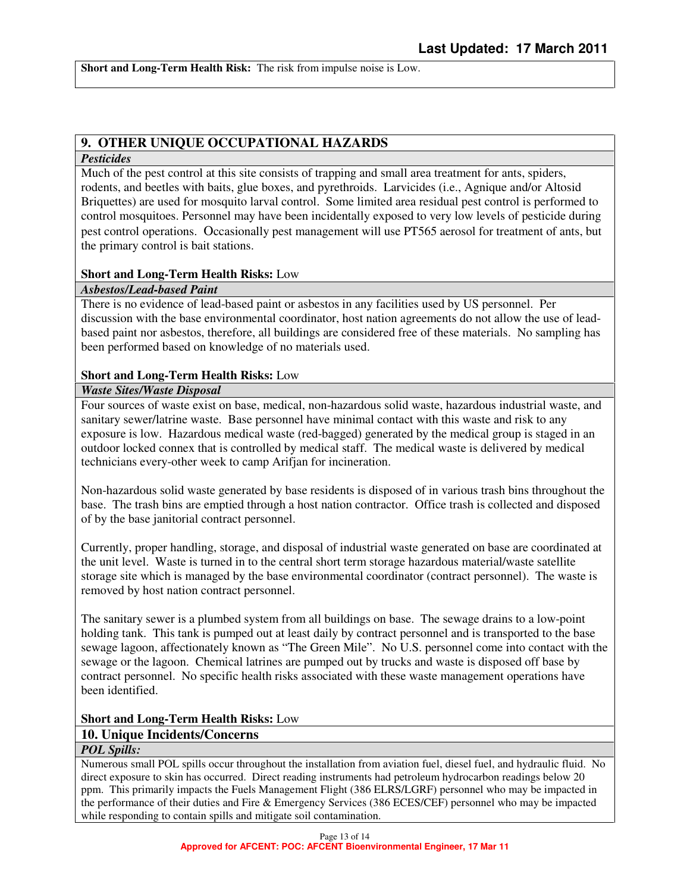**Short and Long-Term Health Risk:** The risk from impulse noise is Low.

## 9. OTHER UNIQUE OCCUPATIONAL HAZARDS

### *Pesticides*

Much of the pest control at this site consists of trapping and small area treatment for ants, spiders, rodents, and beetles with baits, glue boxes, and pyrethroids. Larvicides (i.e., Agnique and/or Altosid Briquettes) are used for mosquito larval control. Some limited area residual pest control is performed to control mosquitoes. Personnel may have been incidentally exposed to very low levels of pesticide during pest control operations. Occasionally pest management will use PT565 aerosol for treatment of ants, but the primary control is bait stations.

**Short and Long-Term Health Risks:** Low

### *Asbestos/Lead-based Paint*

There is no evidence of lead-based paint or asbestos in any facilities used by US personnel. Per discussion with the base environmental coordinator, host nation agreements do not allow the use of lead-based paint nor asbestos, therefore, all buildings are considered free of these materials. No sampling has been performed based on knowledge of no materials used.

**Short and Long-Term Health Risks:** Low

### *Waste Sites/Waste Disposal*

Four sources of waste exist on base, medical, non-hazardous solid waste, hazardous industrial waste, and sanitary sewer/latrine waste. Base personnel have minimal contact with this waste and risk to any exposure is low. Hazardous medical waste (red-bagged) generated by the medical group is staged in an outdoor locked connex that is controlled by medical staff. The medical waste is delivered by medical technicians every-other week to camp Arifjan for incineration.

Non-hazardous solid waste generated by base residents is disposed of in various trash bins throughout the base. The trash bins are emptied through a host nation contractor. Office trash is collected and disposed of by the base janitorial contract personnel.

Currently, proper handling, storage, and disposal of industrial waste generated on base are coordinated at the unit level. Waste is turned in to the central short term storage hazardous material/waste satellite storage site which is managed by the base environmental coordinator (contract personnel). The waste is removed by host nation contract personnel.

The sanitary sewer is a plumbed system from all buildings on base. The sewage drains to a low-point holding tank. This tank is pumped out at least daily by contract personnel and is transported to the base sewage lagoon, affectionately known as "The Green Mile". No U.S. personnel come into contact with the sewage or the lagoon. Chemical latrines are pumped out by trucks and waste is disposed off base by contract personnel. No specific health risks associated with these waste management operations have been identified.

**Short and Long-Term Health Risks:** Low

## 10. Unique Incidents/Concerns

### *POL Spills:*

Numerous small POL spills occur throughout the installation from aviation fuel, diesel fuel, and hydraulic fluid. No direct exposure to skin has occurred. Direct reading instruments had petroleum hydrocarbon readings below 20 ppm. This primarily impacts the Fuels Management Flight (386 ELRS/LGRF) personnel who may be impacted in the performance of their duties and Fire & Emergency Services (386 ECES/CEF) personnel who may be impacted while responding to contain spills and mitigate soil contamination.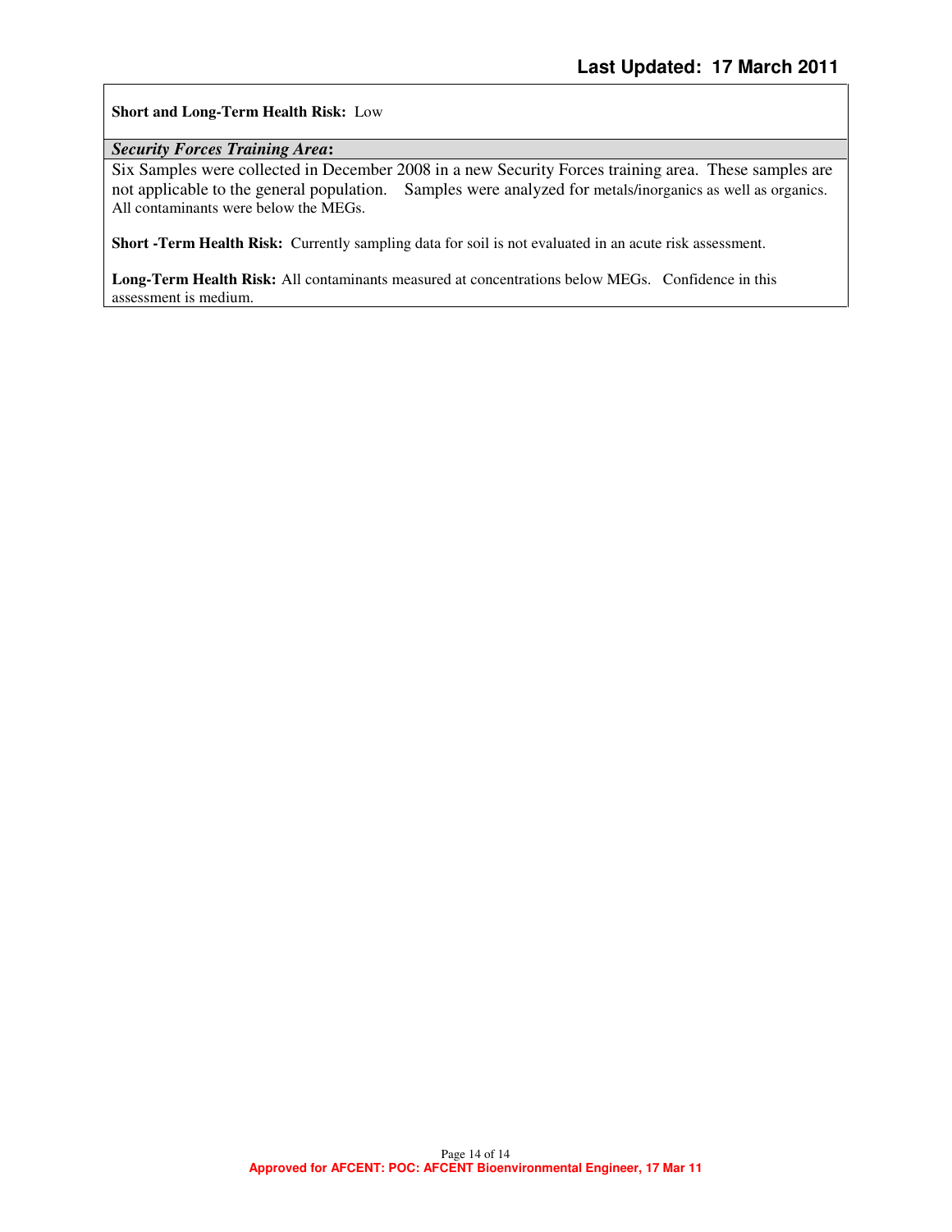**Short and Long-Term Health Risk:** Low

***Security Forces Training Area*:**

Six Samples were collected in December 2008 in a new Security Forces training area. These samples are not applicable to the general population. Samples were analyzed for metals/inorganics as well as organics. All contaminants were below the MEGs.

**Short -Term Health Risk:** Currently sampling data for soil is not evaluated in an acute risk assessment.

**Long-Term Health Risk:** All contaminants measured at concentrations below MEGs. Confidence in this assessment is medium.